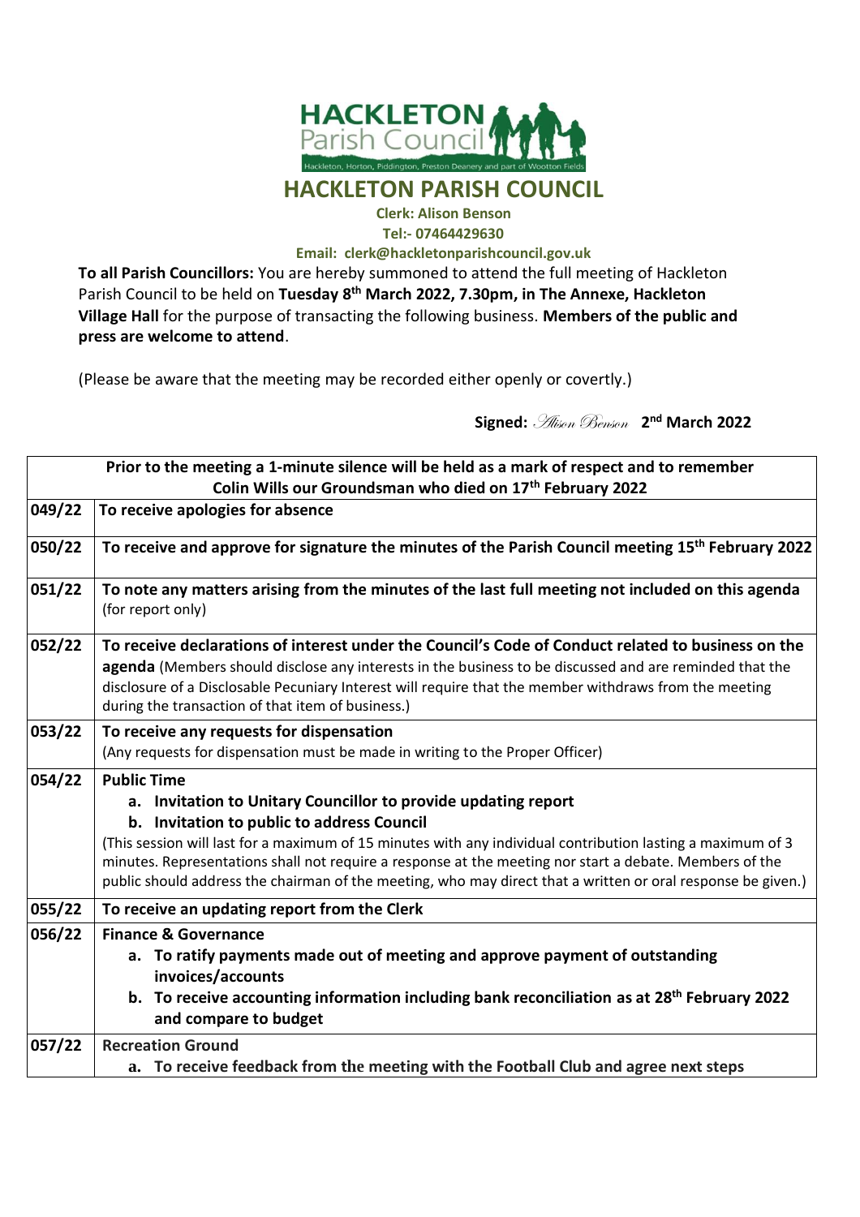# HACKLETON PARISH COUNCIL

**Clerk: Alison Benson**
**Tel:- 07464429630**
**Email: clerk@hackletonparishcouncil.gov.uk**

**To all Parish Councillors:** You are hereby summoned to attend the full meeting of Hackleton Parish Council to be held on **Tuesday 8th March 2022, 7.30pm, in The Annexe, Hackleton Village Hall** for the purpose of transacting the following business. **Members of the public and press are welcome to attend**.

(Please be aware that the meeting may be recorded either openly or covertly.)

**Signed:** *Alison Benson* **2nd March 2022**

| Prior to the meeting a 1-minute silence will be held as a mark of respect and to remember Colin Wills our Groundsman who died on 17th February 2022 | |
|---|---|
| 049/22 | **To receive apologies for absence** |
| 050/22 | **To receive and approve for signature the minutes of the Parish Council meeting 15th February 2022** |
| 051/22 | **To note any matters arising from the minutes of the last full meeting not included on this agenda** (for report only) |
| 052/22 | **To receive declarations of interest under the Council's Code of Conduct related to business on the agenda** (Members should disclose any interests in the business to be discussed and are reminded that the disclosure of a Disclosable Pecuniary Interest will require that the member withdraws from the meeting during the transaction of that item of business.) |
| 053/22 | **To receive any requests for dispensation**<br>(Any requests for dispensation must be made in writing to the Proper Officer) |
| 054/22 | **Public Time**<br>a. **Invitation to Unitary Councillor to provide updating report**<br>b. **Invitation to public to address Council**<br>(This session will last for a maximum of 15 minutes with any individual contribution lasting a maximum of 3 minutes. Representations shall not require a response at the meeting nor start a debate. Members of the public should address the chairman of the meeting, who may direct that a written or oral response be given.) |
| 055/22 | **To receive an updating report from the Clerk** |
| 056/22 | **Finance & Governance**<br>a. **To ratify payments made out of meeting and approve payment of outstanding invoices/accounts**<br>b. **To receive accounting information including bank reconciliation as at 28th February 2022 and compare to budget** |
| 057/22 | **Recreation Ground**<br>a. **To receive feedback from the meeting with the Football Club and agree next steps** |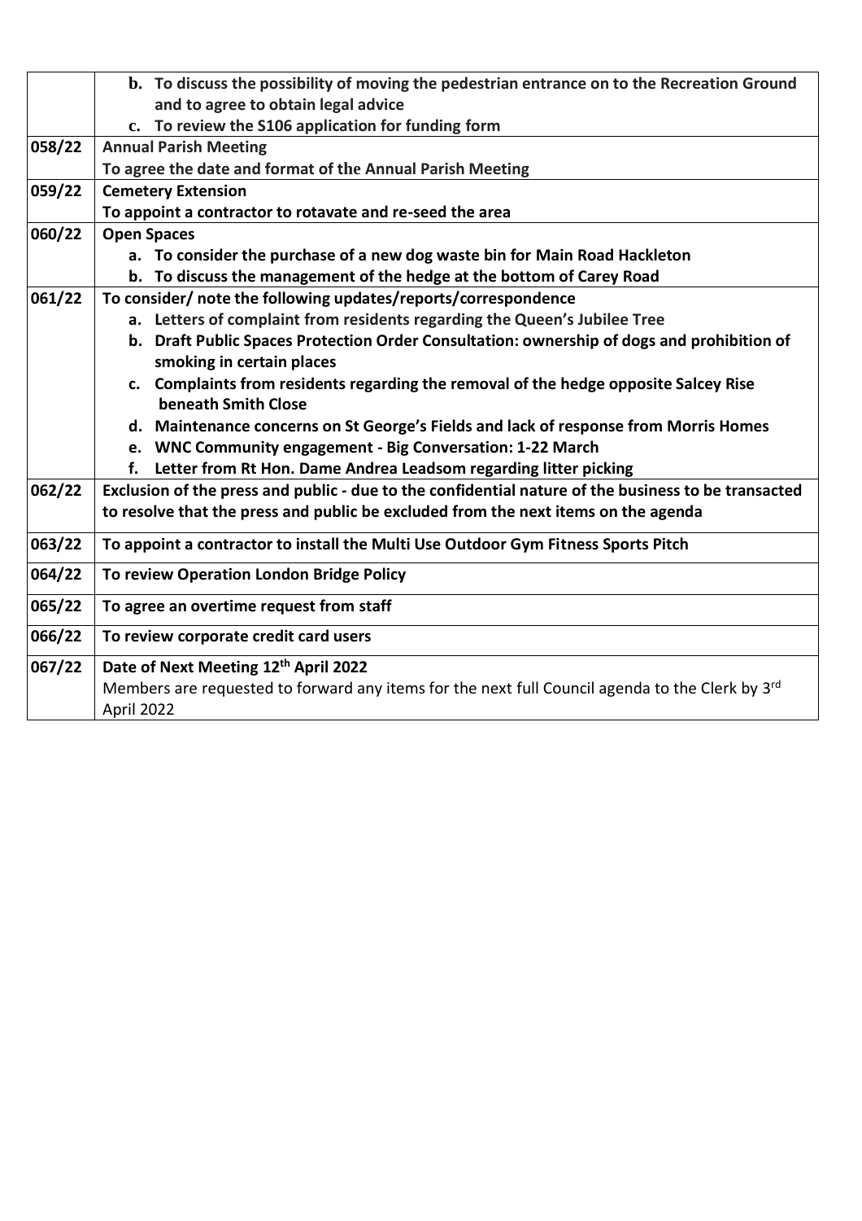| | |
|---|---|
| | **b. To discuss the possibility of moving the pedestrian entrance on to the Recreation Ground and to agree to obtain legal advice**<br>**c. To review the S106 application for funding form** |
| **058/22** | **Annual Parish Meeting**<br>**To agree the date and format of the Annual Parish Meeting** |
| **059/22** | **Cemetery Extension**<br>**To appoint a contractor to rotavate and re-seed the area** |
| **060/22** | **Open Spaces**<br>**a. To consider the purchase of a new dog waste bin for Main Road Hackleton**<br>**b. To discuss the management of the hedge at the bottom of Carey Road** |
| **061/22** | **To consider/ note the following updates/reports/correspondence**<br>**a. Letters of complaint from residents regarding the Queen's Jubilee Tree**<br>**b. Draft Public Spaces Protection Order Consultation: ownership of dogs and prohibition of smoking in certain places**<br>**c. Complaints from residents regarding the removal of the hedge opposite Salcey Rise beneath Smith Close**<br>**d. Maintenance concerns on St George's Fields and lack of response from Morris Homes**<br>**e. WNC Community engagement - Big Conversation: 1-22 March**<br>**f. Letter from Rt Hon. Dame Andrea Leadsom regarding litter picking** |
| **062/22** | **Exclusion of the press and public - due to the confidential nature of the business to be transacted to resolve that the press and public be excluded from the next items on the agenda** |
| **063/22** | **To appoint a contractor to install the Multi Use Outdoor Gym Fitness Sports Pitch** |
| **064/22** | **To review Operation London Bridge Policy** |
| **065/22** | **To agree an overtime request from staff** |
| **066/22** | **To review corporate credit card users** |
| **067/22** | **Date of Next Meeting 12th April 2022**<br>Members are requested to forward any items for the next full Council agenda to the Clerk by 3rd April 2022 |